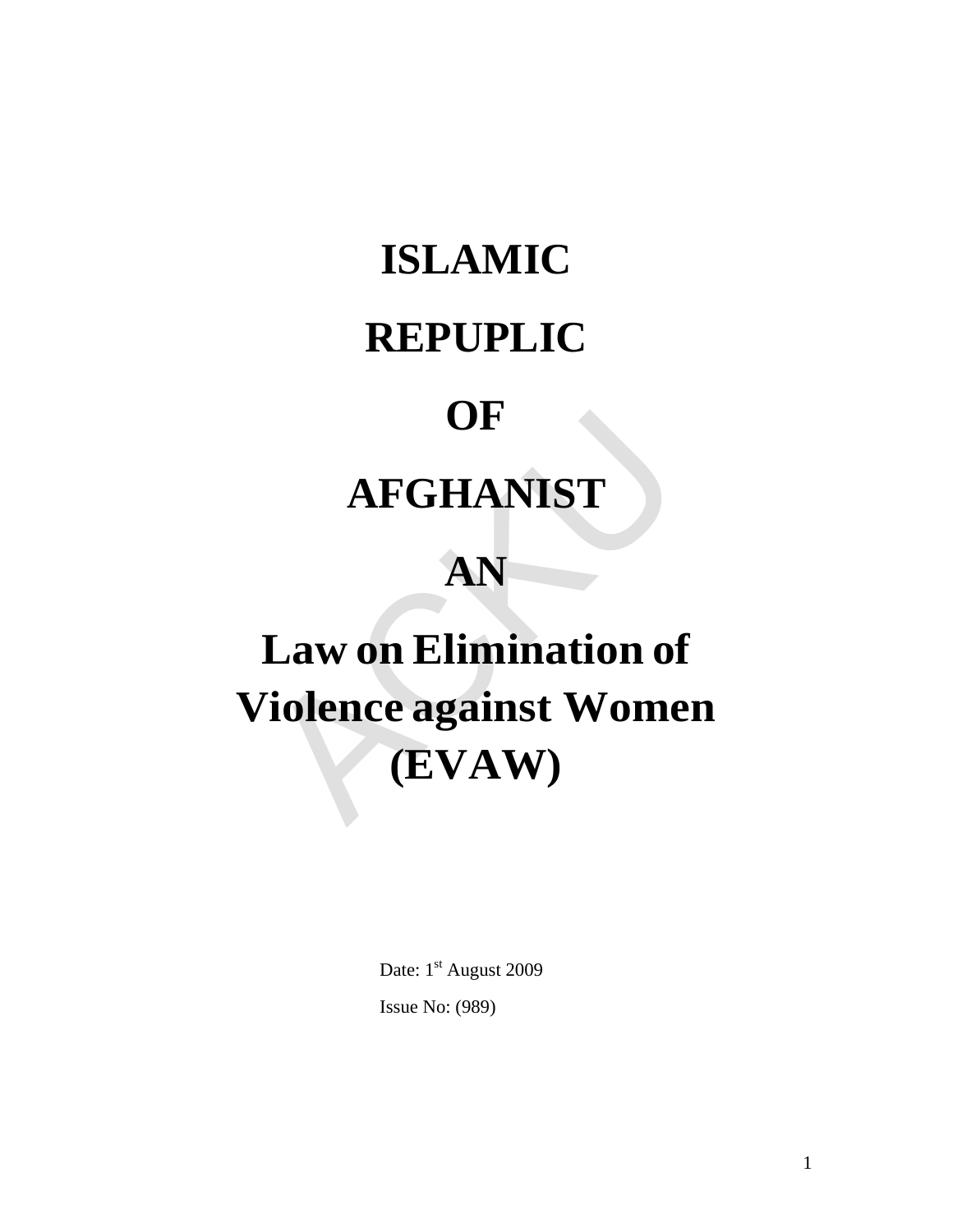# ISLAMIC

# REPUPLIC

# OF

# AFGHANIST

# AN

# Law on Elimination of Violence against Women (EVAW)

Date: 1st August 2009

Issue No: (989)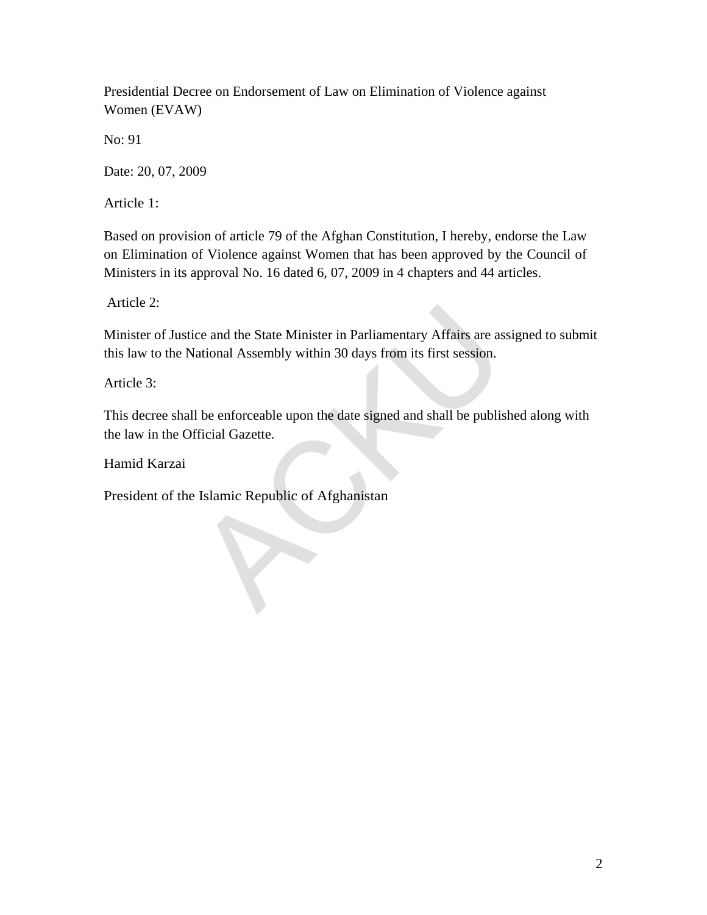# Presidential Decree on Endorsement of Law on Elimination of Violence against Women (EVAW)

No: 91

Date: 20, 07, 2009

Article 1:

Based on provision of article 79 of the Afghan Constitution, I hereby, endorse the Law on Elimination of Violence against Women that has been approved by the Council of Ministers in its approval No. 16 dated 6, 07, 2009 in 4 chapters and 44 articles.

Article 2:

Minister of Justice and the State Minister in Parliamentary Affairs are assigned to submit this law to the National Assembly within 30 days from its first session.

Article 3:

This decree shall be enforceable upon the date signed and shall be published along with the law in the Official Gazette.

Hamid Karzai

President of the Islamic Republic of Afghanistan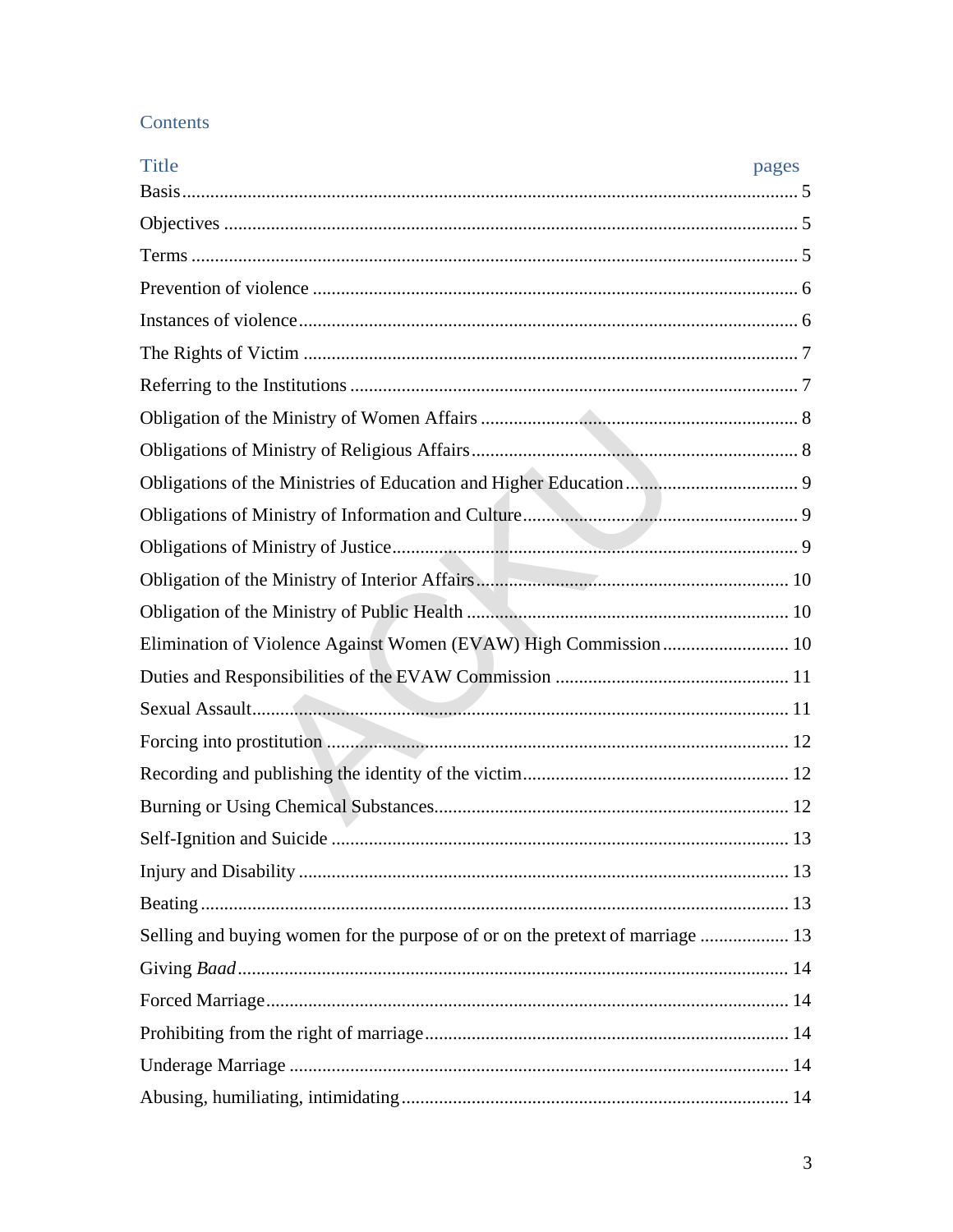## Contents

| Title | pages |
|---|---|
| Basis | 5 |
| Objectives | 5 |
| Terms | 5 |
| Prevention of violence | 6 |
| Instances of violence | 6 |
| The Rights of Victim | 7 |
| Referring to the Institutions | 7 |
| Obligation of the Ministry of Women Affairs | 8 |
| Obligations of Ministry of Religious Affairs | 8 |
| Obligations of the Ministries of Education and Higher Education | 9 |
| Obligations of Ministry of Information and Culture | 9 |
| Obligations of Ministry of Justice | 9 |
| Obligation of the Ministry of Interior Affairs | 10 |
| Obligation of the Ministry of Public Health | 10 |
| Elimination of Violence Against Women (EVAW) High Commission | 10 |
| Duties and Responsibilities of the EVAW Commission | 11 |
| Sexual Assault | 11 |
| Forcing into prostitution | 12 |
| Recording and publishing the identity of the victim | 12 |
| Burning or Using Chemical Substances | 12 |
| Self-Ignition and Suicide | 13 |
| Injury and Disability | 13 |
| Beating | 13 |
| Selling and buying women for the purpose of or on the pretext of marriage | 13 |
| Giving *Baad* | 14 |
| Forced Marriage | 14 |
| Prohibiting from the right of marriage | 14 |
| Underage Marriage | 14 |
| Abusing, humiliating, intimidating | 14 |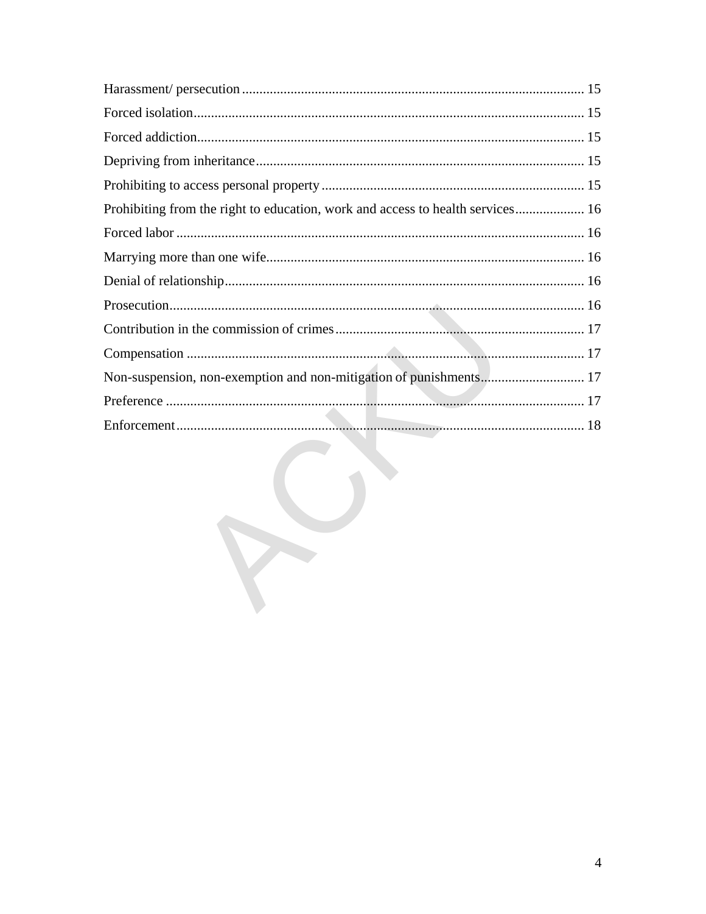Harassment/ persecution .................................................................................................. 15

Forced isolation................................................................................................................ 15

Forced addiction............................................................................................................... 15

Depriving from inheritance.............................................................................................. 15

Prohibiting to access personal property ........................................................................... 15

Prohibiting from the right to education, work and access to health services.................... 16

Forced labor ..................................................................................................................... 16

Marrying more than one wife........................................................................................... 16

Denial of relationship....................................................................................................... 16

Prosecution....................................................................................................................... 16

Contribution in the commission of crimes........................................................................ 17

Compensation .................................................................................................................. 17

Non-suspension, non-exemption and non-mitigation of punishments.............................. 17

Preference ........................................................................................................................ 17

Enforcement..................................................................................................................... 18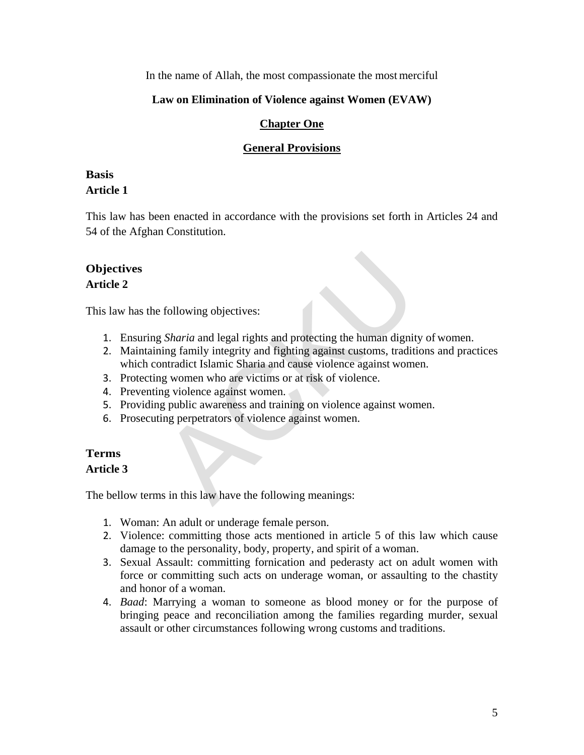In the name of Allah, the most compassionate the most merciful

# Law on Elimination of Violence against Women (EVAW)

## Chapter One

## General Provisions

### Basis
**Article 1**

This law has been enacted in accordance with the provisions set forth in Articles 24 and 54 of the Afghan Constitution.

### Objectives
**Article 2**

This law has the following objectives:

1. Ensuring *Sharia* and legal rights and protecting the human dignity of women.
2. Maintaining family integrity and fighting against customs, traditions and practices which contradict Islamic Sharia and cause violence against women.
3. Protecting women who are victims or at risk of violence.
4. Preventing violence against women.
5. Providing public awareness and training on violence against women.
6. Prosecuting perpetrators of violence against women.

### Terms
**Article 3**

The bellow terms in this law have the following meanings:

1. Woman: An adult or underage female person.
2. Violence: committing those acts mentioned in article 5 of this law which cause damage to the personality, body, property, and spirit of a woman.
3. Sexual Assault: committing fornication and pederasty act on adult women with force or committing such acts on underage woman, or assaulting to the chastity and honor of a woman.
4. *Baad*: Marrying a woman to someone as blood money or for the purpose of bringing peace and reconciliation among the families regarding murder, sexual assault or other circumstances following wrong customs and traditions.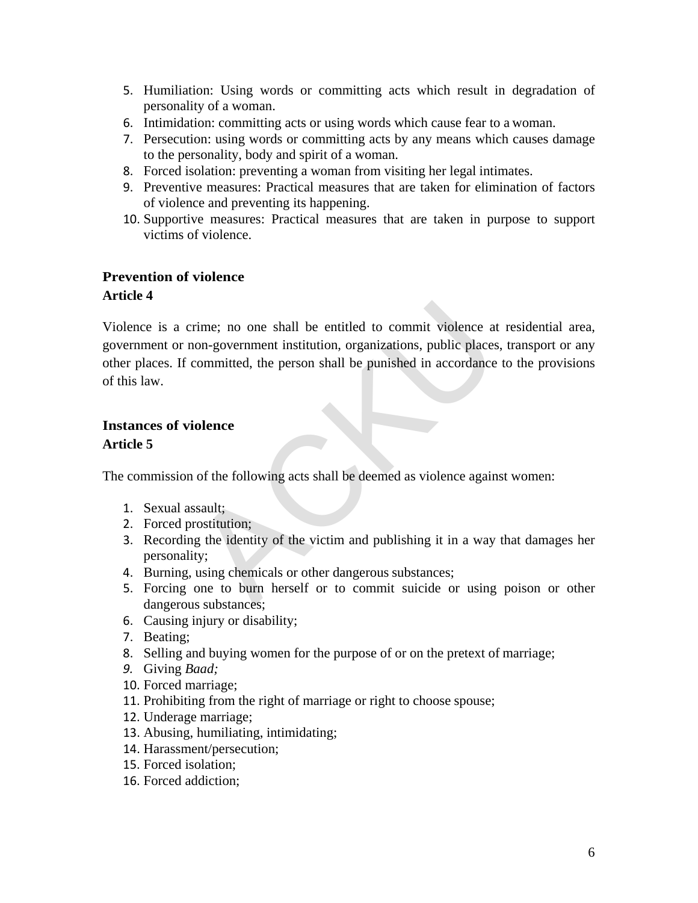5. Humiliation: Using words or committing acts which result in degradation of personality of a woman.
6. Intimidation: committing acts or using words which cause fear to a woman.
7. Persecution: using words or committing acts by any means which causes damage to the personality, body and spirit of a woman.
8. Forced isolation: preventing a woman from visiting her legal intimates.
9. Preventive measures: Practical measures that are taken for elimination of factors of violence and preventing its happening.
10. Supportive measures: Practical measures that are taken in purpose to support victims of violence.

**Prevention of violence**
**Article 4**

Violence is a crime; no one shall be entitled to commit violence at residential area, government or non-government institution, organizations, public places, transport or any other places. If committed, the person shall be punished in accordance to the provisions of this law.

**Instances of violence**
**Article 5**

The commission of the following acts shall be deemed as violence against women:

1. Sexual assault;
2. Forced prostitution;
3. Recording the identity of the victim and publishing it in a way that damages her personality;
4. Burning, using chemicals or other dangerous substances;
5. Forcing one to burn herself or to commit suicide or using poison or other dangerous substances;
6. Causing injury or disability;
7. Beating;
8. Selling and buying women for the purpose of or on the pretext of marriage;
9. Giving *Baad;*
10. Forced marriage;
11. Prohibiting from the right of marriage or right to choose spouse;
12. Underage marriage;
13. Abusing, humiliating, intimidating;
14. Harassment/persecution;
15. Forced isolation;
16. Forced addiction;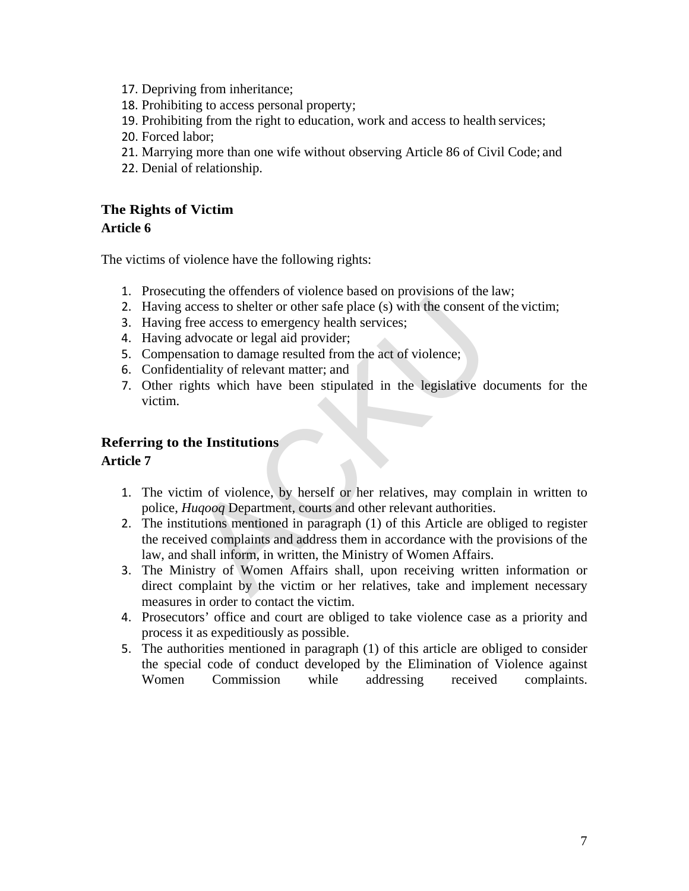17. Depriving from inheritance;
18. Prohibiting to access personal property;
19. Prohibiting from the right to education, work and access to health services;
20. Forced labor;
21. Marrying more than one wife without observing Article 86 of Civil Code; and
22. Denial of relationship.

## The Rights of Victim

### Article 6

The victims of violence have the following rights:

1. Prosecuting the offenders of violence based on provisions of the law;
2. Having access to shelter or other safe place (s) with the consent of the victim;
3. Having free access to emergency health services;
4. Having advocate or legal aid provider;
5. Compensation to damage resulted from the act of violence;
6. Confidentiality of relevant matter; and
7. Other rights which have been stipulated in the legislative documents for the victim.

## Referring to the Institutions

### Article 7

1. The victim of violence, by herself or her relatives, may complain in written to police, *Huqooq* Department, courts and other relevant authorities.
2. The institutions mentioned in paragraph (1) of this Article are obliged to register the received complaints and address them in accordance with the provisions of the law, and shall inform, in written, the Ministry of Women Affairs.
3. The Ministry of Women Affairs shall, upon receiving written information or direct complaint by the victim or her relatives, take and implement necessary measures in order to contact the victim.
4. Prosecutors' office and court are obliged to take violence case as a priority and process it as expeditiously as possible.
5. The authorities mentioned in paragraph (1) of this article are obliged to consider the special code of conduct developed by the Elimination of Violence against Women Commission while addressing received complaints.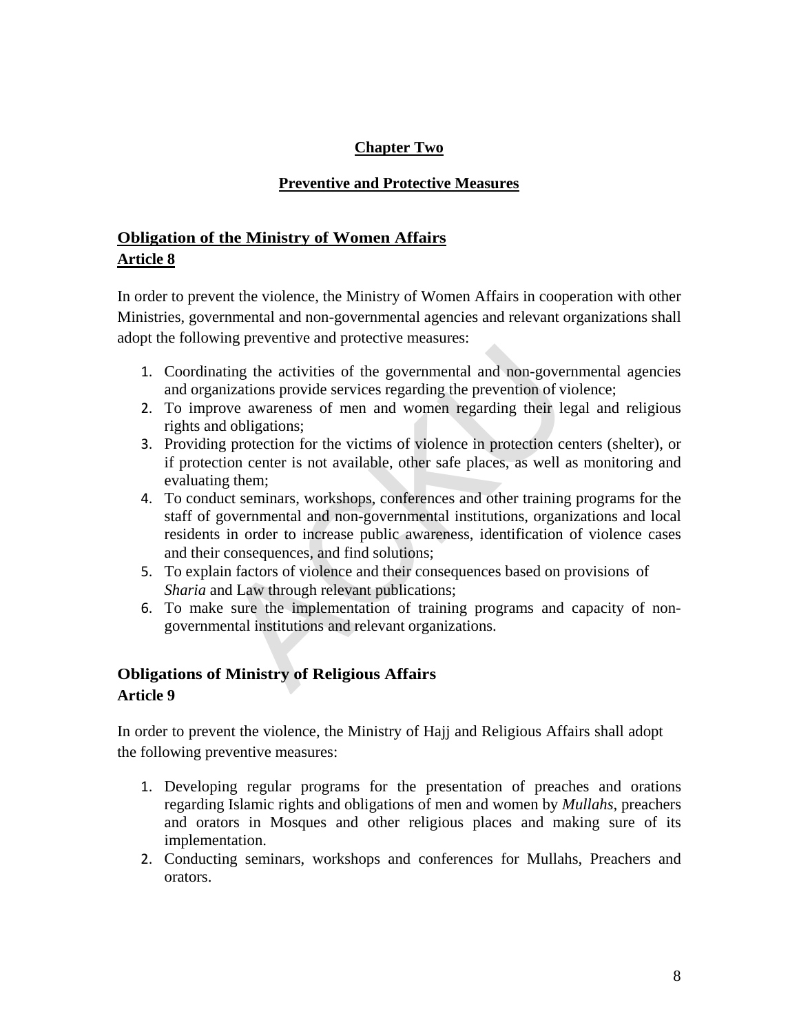## Chapter Two

## Preventive and Protective Measures

### Obligation of the Ministry of Women Affairs

**Article 8**

In order to prevent the violence, the Ministry of Women Affairs in cooperation with other Ministries, governmental and non-governmental agencies and relevant organizations shall adopt the following preventive and protective measures:

1. Coordinating the activities of the governmental and non-governmental agencies and organizations provide services regarding the prevention of violence;
2. To improve awareness of men and women regarding their legal and religious rights and obligations;
3. Providing protection for the victims of violence in protection centers (shelter), or if protection center is not available, other safe places, as well as monitoring and evaluating them;
4. To conduct seminars, workshops, conferences and other training programs for the staff of governmental and non-governmental institutions, organizations and local residents in order to increase public awareness, identification of violence cases and their consequences, and find solutions;
5. To explain factors of violence and their consequences based on provisions of *Sharia* and Law through relevant publications;
6. To make sure the implementation of training programs and capacity of non-governmental institutions and relevant organizations.

### Obligations of Ministry of Religious Affairs

**Article 9**

In order to prevent the violence, the Ministry of Hajj and Religious Affairs shall adopt the following preventive measures:

1. Developing regular programs for the presentation of preaches and orations regarding Islamic rights and obligations of men and women by *Mullahs*, preachers and orators in Mosques and other religious places and making sure of its implementation.
2. Conducting seminars, workshops and conferences for Mullahs, Preachers and orators.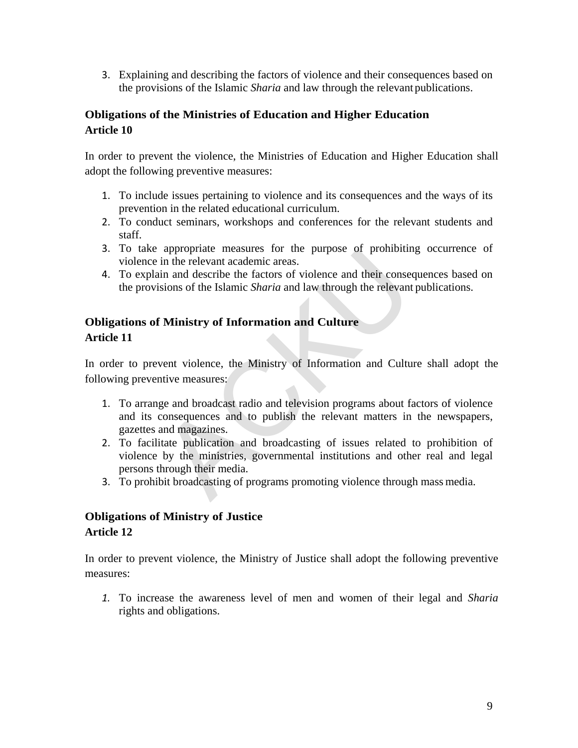3. Explaining and describing the factors of violence and their consequences based on the provisions of the Islamic *Sharia* and law through the relevant publications.

**Obligations of the Ministries of Education and Higher Education**
**Article 10**

In order to prevent the violence, the Ministries of Education and Higher Education shall adopt the following preventive measures:

1. To include issues pertaining to violence and its consequences and the ways of its prevention in the related educational curriculum.
2. To conduct seminars, workshops and conferences for the relevant students and staff.
3. To take appropriate measures for the purpose of prohibiting occurrence of violence in the relevant academic areas.
4. To explain and describe the factors of violence and their consequences based on the provisions of the Islamic *Sharia* and law through the relevant publications.

**Obligations of Ministry of Information and Culture**
**Article 11**

In order to prevent violence, the Ministry of Information and Culture shall adopt the following preventive measures:

1. To arrange and broadcast radio and television programs about factors of violence and its consequences and to publish the relevant matters in the newspapers, gazettes and magazines.
2. To facilitate publication and broadcasting of issues related to prohibition of violence by the ministries, governmental institutions and other real and legal persons through their media.
3. To prohibit broadcasting of programs promoting violence through mass media.

**Obligations of Ministry of Justice**
**Article 12**

In order to prevent violence, the Ministry of Justice shall adopt the following preventive measures:

1. To increase the awareness level of men and women of their legal and *Sharia* rights and obligations.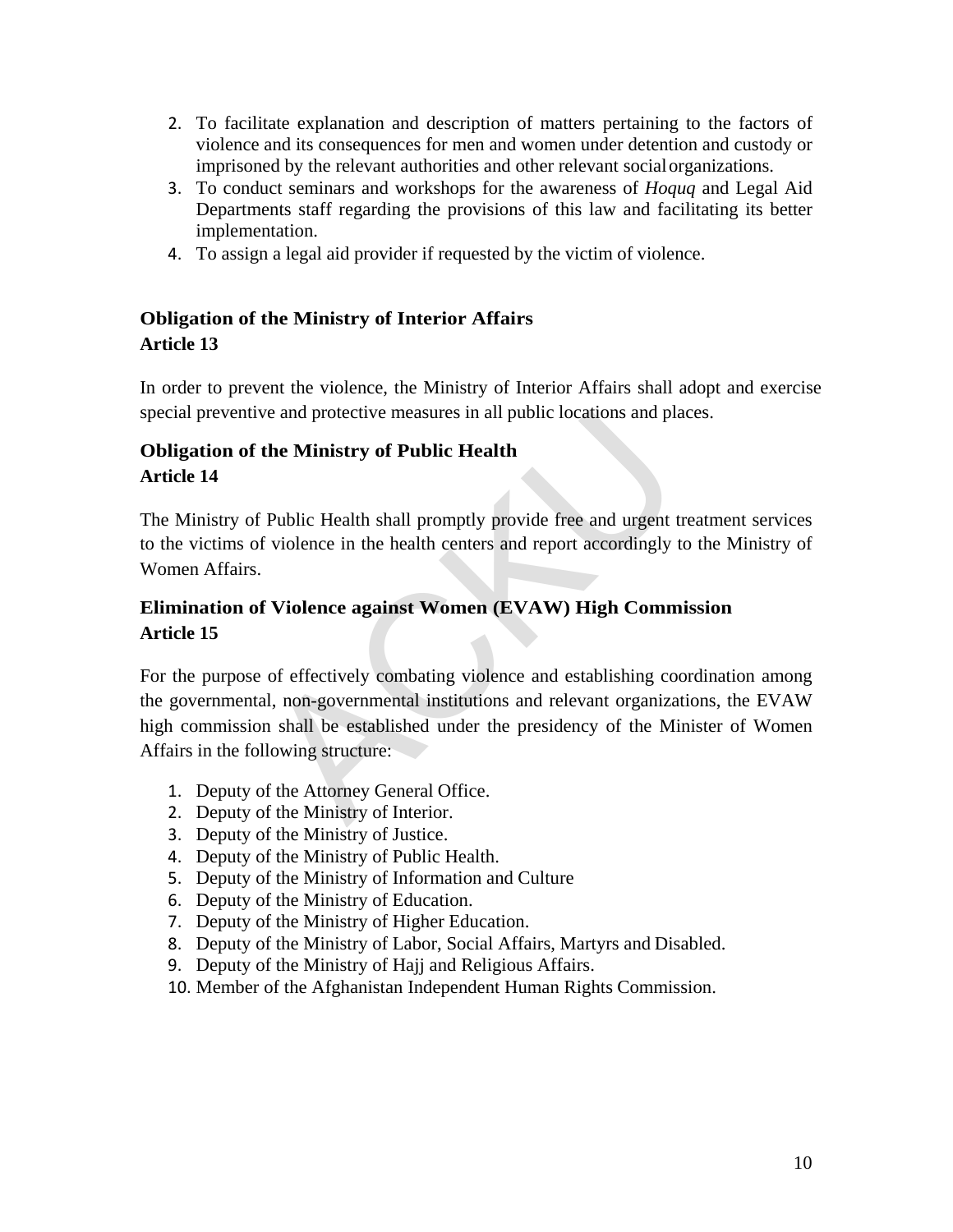2. To facilitate explanation and description of matters pertaining to the factors of violence and its consequences for men and women under detention and custody or imprisoned by the relevant authorities and other relevant social organizations.
3. To conduct seminars and workshops for the awareness of *Hoquq* and Legal Aid Departments staff regarding the provisions of this law and facilitating its better implementation.
4. To assign a legal aid provider if requested by the victim of violence.

### Obligation of the Ministry of Interior Affairs
### Article 13

In order to prevent the violence, the Ministry of Interior Affairs shall adopt and exercise special preventive and protective measures in all public locations and places.

### Obligation of the Ministry of Public Health
### Article 14

The Ministry of Public Health shall promptly provide free and urgent treatment services to the victims of violence in the health centers and report accordingly to the Ministry of Women Affairs.

### Elimination of Violence against Women (EVAW) High Commission
### Article 15

For the purpose of effectively combating violence and establishing coordination among the governmental, non-governmental institutions and relevant organizations, the EVAW high commission shall be established under the presidency of the Minister of Women Affairs in the following structure:

1. Deputy of the Attorney General Office.
2. Deputy of the Ministry of Interior.
3. Deputy of the Ministry of Justice.
4. Deputy of the Ministry of Public Health.
5. Deputy of the Ministry of Information and Culture
6. Deputy of the Ministry of Education.
7. Deputy of the Ministry of Higher Education.
8. Deputy of the Ministry of Labor, Social Affairs, Martyrs and Disabled.
9. Deputy of the Ministry of Hajj and Religious Affairs.
10. Member of the Afghanistan Independent Human Rights Commission.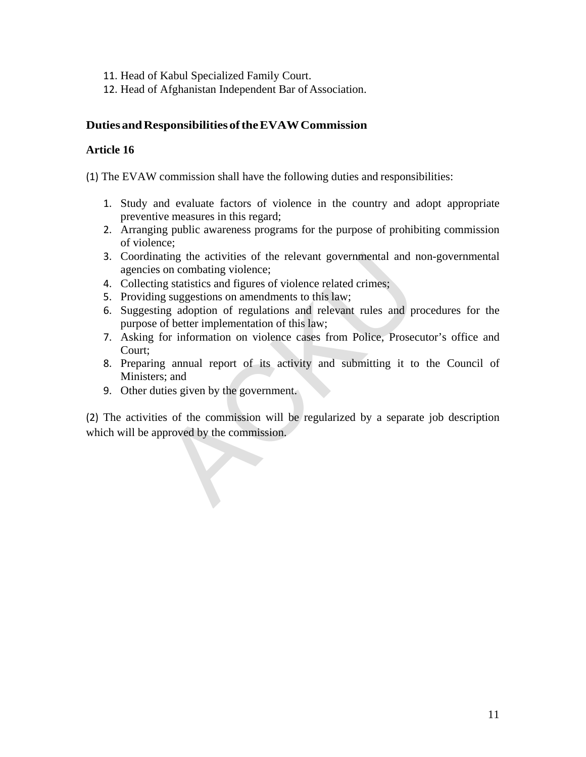11. Head of Kabul Specialized Family Court.
12. Head of Afghanistan Independent Bar of Association.

### Duties and Responsibilities of the EVAW Commission

### Article 16

(1) The EVAW commission shall have the following duties and responsibilities:

1. Study and evaluate factors of violence in the country and adopt appropriate preventive measures in this regard;
2. Arranging public awareness programs for the purpose of prohibiting commission of violence;
3. Coordinating the activities of the relevant governmental and non-governmental agencies on combating violence;
4. Collecting statistics and figures of violence related crimes;
5. Providing suggestions on amendments to this law;
6. Suggesting adoption of regulations and relevant rules and procedures for the purpose of better implementation of this law;
7. Asking for information on violence cases from Police, Prosecutor's office and Court;
8. Preparing annual report of its activity and submitting it to the Council of Ministers; and
9. Other duties given by the government.

(2) The activities of the commission will be regularized by a separate job description which will be approved by the commission.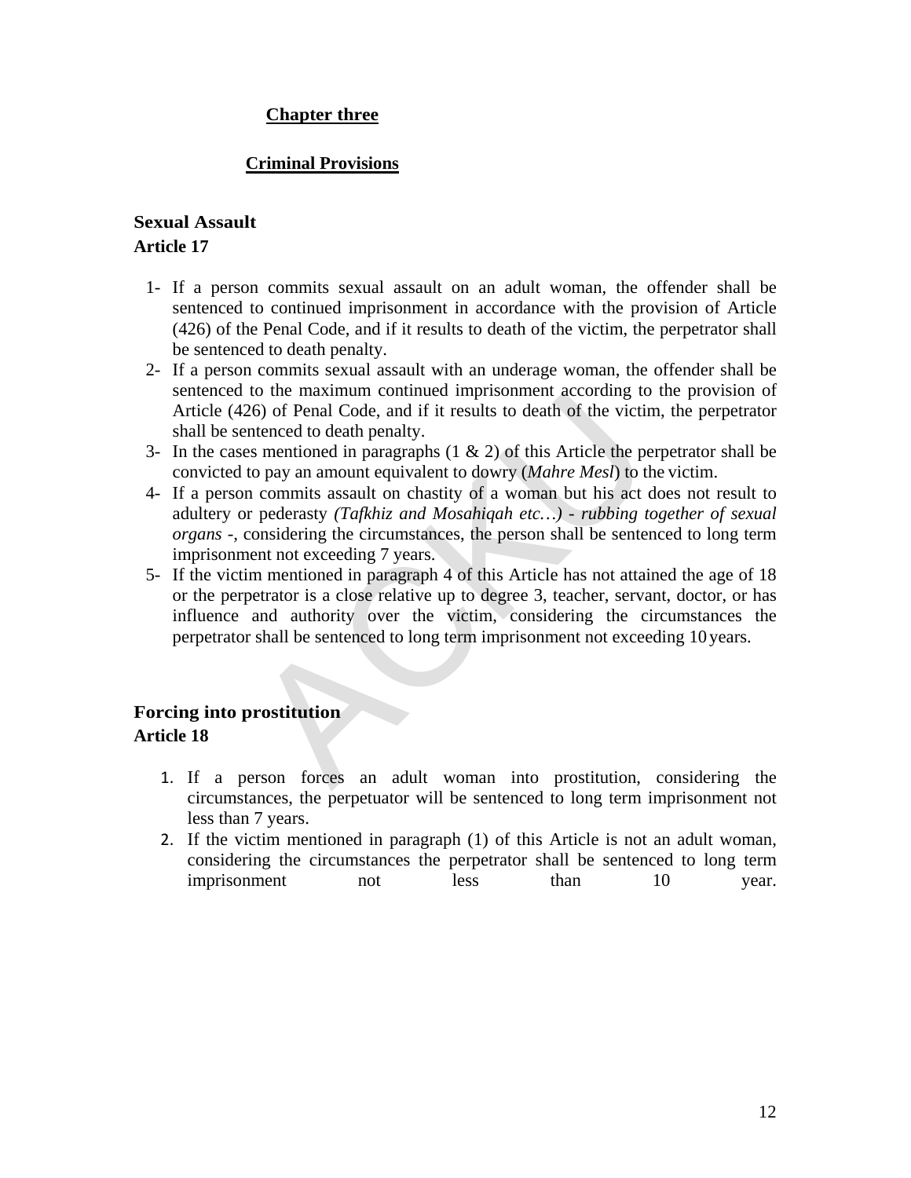## Chapter three

## Criminal Provisions

### Sexual Assault
### Article 17

1- If a person commits sexual assault on an adult woman, the offender shall be sentenced to continued imprisonment in accordance with the provision of Article (426) of the Penal Code, and if it results to death of the victim, the perpetrator shall be sentenced to death penalty.
2- If a person commits sexual assault with an underage woman, the offender shall be sentenced to the maximum continued imprisonment according to the provision of Article (426) of Penal Code, and if it results to death of the victim, the perpetrator shall be sentenced to death penalty.
3- In the cases mentioned in paragraphs (1 & 2) of this Article the perpetrator shall be convicted to pay an amount equivalent to dowry (*Mahre Mesl*) to the victim.
4- If a person commits assault on chastity of a woman but his act does not result to adultery or pederasty *(Tafkhiz and Mosahiqah etc…) - rubbing together of sexual organs -*, considering the circumstances, the person shall be sentenced to long term imprisonment not exceeding 7 years.
5- If the victim mentioned in paragraph 4 of this Article has not attained the age of 18 or the perpetrator is a close relative up to degree 3, teacher, servant, doctor, or has influence and authority over the victim, considering the circumstances the perpetrator shall be sentenced to long term imprisonment not exceeding 10 years.

### Forcing into prostitution
### Article 18

1. If a person forces an adult woman into prostitution, considering the circumstances, the perpetuator will be sentenced to long term imprisonment not less than 7 years.
2. If the victim mentioned in paragraph (1) of this Article is not an adult woman, considering the circumstances the perpetrator shall be sentenced to long term imprisonment not less than 10 year.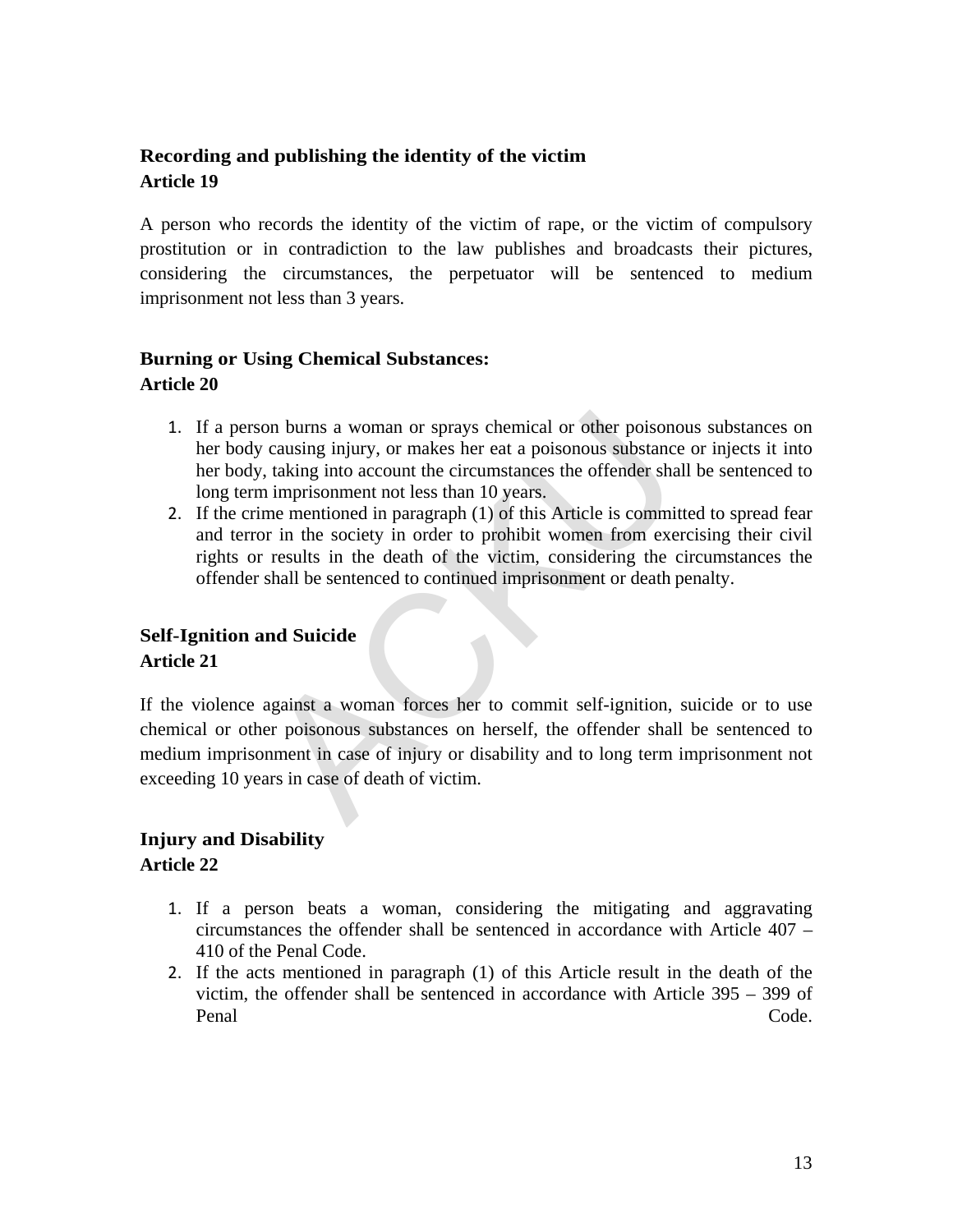### Recording and publishing the identity of the victim

**Article 19**

A person who records the identity of the victim of rape, or the victim of compulsory prostitution or in contradiction to the law publishes and broadcasts their pictures, considering the circumstances, the perpetuator will be sentenced to medium imprisonment not less than 3 years.

### Burning or Using Chemical Substances:

**Article 20**

1. If a person burns a woman or sprays chemical or other poisonous substances on her body causing injury, or makes her eat a poisonous substance or injects it into her body, taking into account the circumstances the offender shall be sentenced to long term imprisonment not less than 10 years.
2. If the crime mentioned in paragraph (1) of this Article is committed to spread fear and terror in the society in order to prohibit women from exercising their civil rights or results in the death of the victim, considering the circumstances the offender shall be sentenced to continued imprisonment or death penalty.

### Self-Ignition and Suicide

**Article 21**

If the violence against a woman forces her to commit self-ignition, suicide or to use chemical or other poisonous substances on herself, the offender shall be sentenced to medium imprisonment in case of injury or disability and to long term imprisonment not exceeding 10 years in case of death of victim.

### Injury and Disability

**Article 22**

1. If a person beats a woman, considering the mitigating and aggravating circumstances the offender shall be sentenced in accordance with Article 407 – 410 of the Penal Code.
2. If the acts mentioned in paragraph (1) of this Article result in the death of the victim, the offender shall be sentenced in accordance with Article 395 – 399 of Penal Code.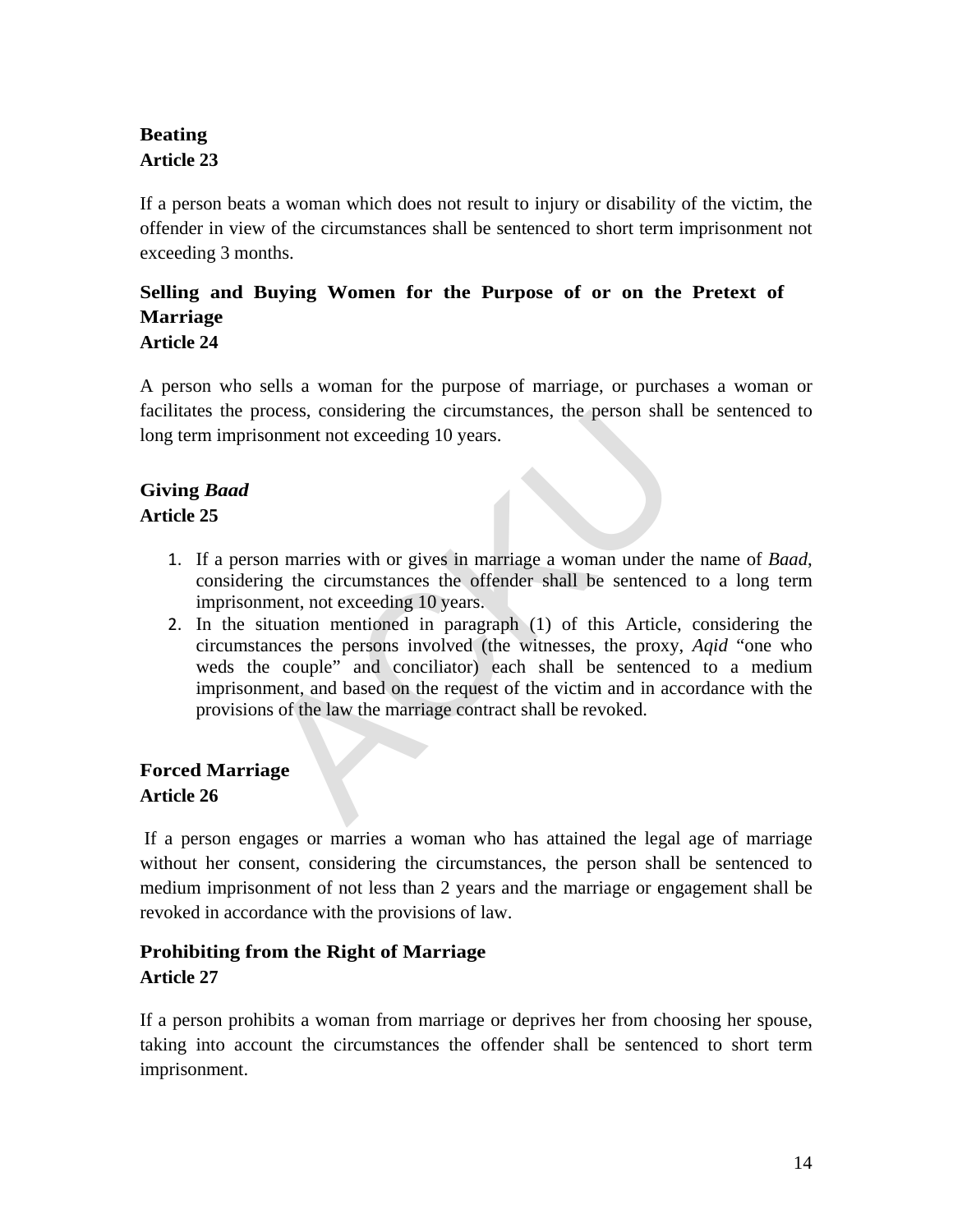**Beating**
**Article 23**

If a person beats a woman which does not result to injury or disability of the victim, the offender in view of the circumstances shall be sentenced to short term imprisonment not exceeding 3 months.

**Selling and Buying Women for the Purpose of or on the Pretext of Marriage**
**Article 24**

A person who sells a woman for the purpose of marriage, or purchases a woman or facilitates the process, considering the circumstances, the person shall be sentenced to long term imprisonment not exceeding 10 years.

**Giving *Baad***
**Article 25**

1. If a person marries with or gives in marriage a woman under the name of *Baad*, considering the circumstances the offender shall be sentenced to a long term imprisonment, not exceeding 10 years.
2. In the situation mentioned in paragraph (1) of this Article, considering the circumstances the persons involved (the witnesses, the proxy, *Aqid* "one who weds the couple" and conciliator) each shall be sentenced to a medium imprisonment, and based on the request of the victim and in accordance with the provisions of the law the marriage contract shall be revoked.

**Forced Marriage**
**Article 26**

If a person engages or marries a woman who has attained the legal age of marriage without her consent, considering the circumstances, the person shall be sentenced to medium imprisonment of not less than 2 years and the marriage or engagement shall be revoked in accordance with the provisions of law.

**Prohibiting from the Right of Marriage**
**Article 27**

If a person prohibits a woman from marriage or deprives her from choosing her spouse, taking into account the circumstances the offender shall be sentenced to short term imprisonment.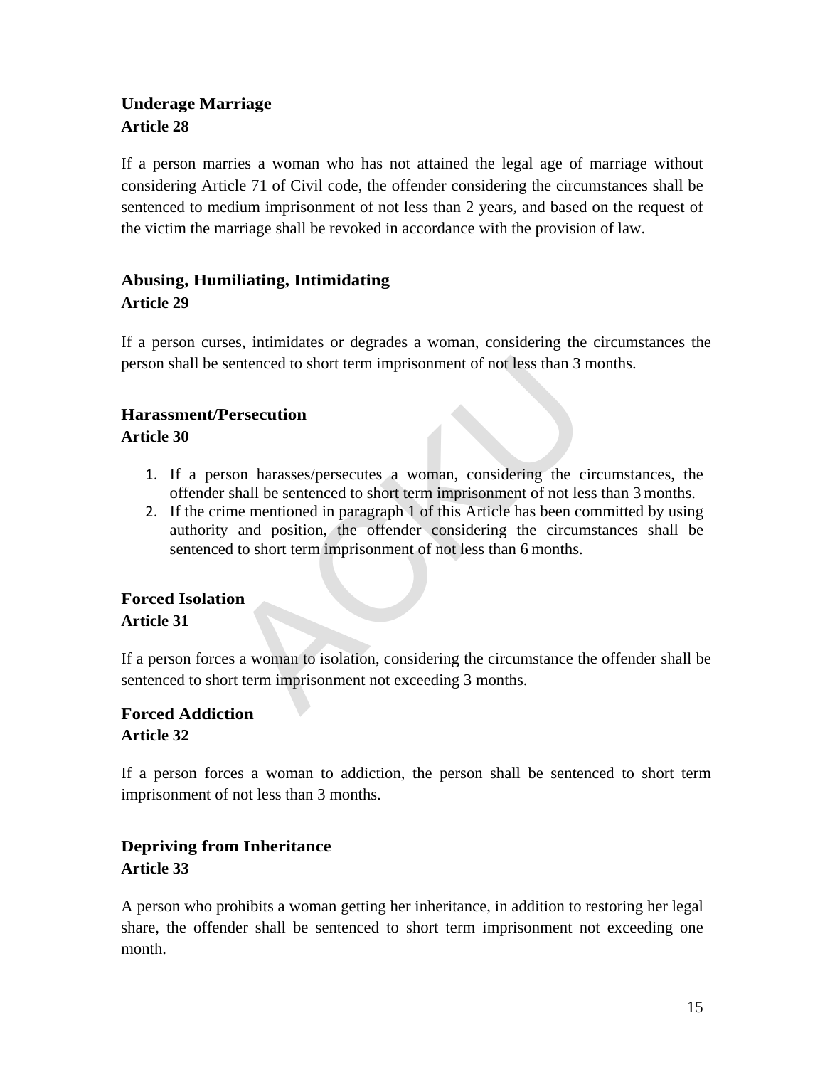**Underage Marriage**
**Article 28**

If a person marries a woman who has not attained the legal age of marriage without considering Article 71 of Civil code, the offender considering the circumstances shall be sentenced to medium imprisonment of not less than 2 years, and based on the request of the victim the marriage shall be revoked in accordance with the provision of law.

**Abusing, Humiliating, Intimidating**
**Article 29**

If a person curses, intimidates or degrades a woman, considering the circumstances the person shall be sentenced to short term imprisonment of not less than 3 months.

**Harassment/Persecution**
**Article 30**

1. If a person harasses/persecutes a woman, considering the circumstances, the offender shall be sentenced to short term imprisonment of not less than 3 months.
2. If the crime mentioned in paragraph 1 of this Article has been committed by using authority and position, the offender considering the circumstances shall be sentenced to short term imprisonment of not less than 6 months.

**Forced Isolation**
**Article 31**

If a person forces a woman to isolation, considering the circumstance the offender shall be sentenced to short term imprisonment not exceeding 3 months.

**Forced Addiction**
**Article 32**

If a person forces a woman to addiction, the person shall be sentenced to short term imprisonment of not less than 3 months.

**Depriving from Inheritance**
**Article 33**

A person who prohibits a woman getting her inheritance, in addition to restoring her legal share, the offender shall be sentenced to short term imprisonment not exceeding one month.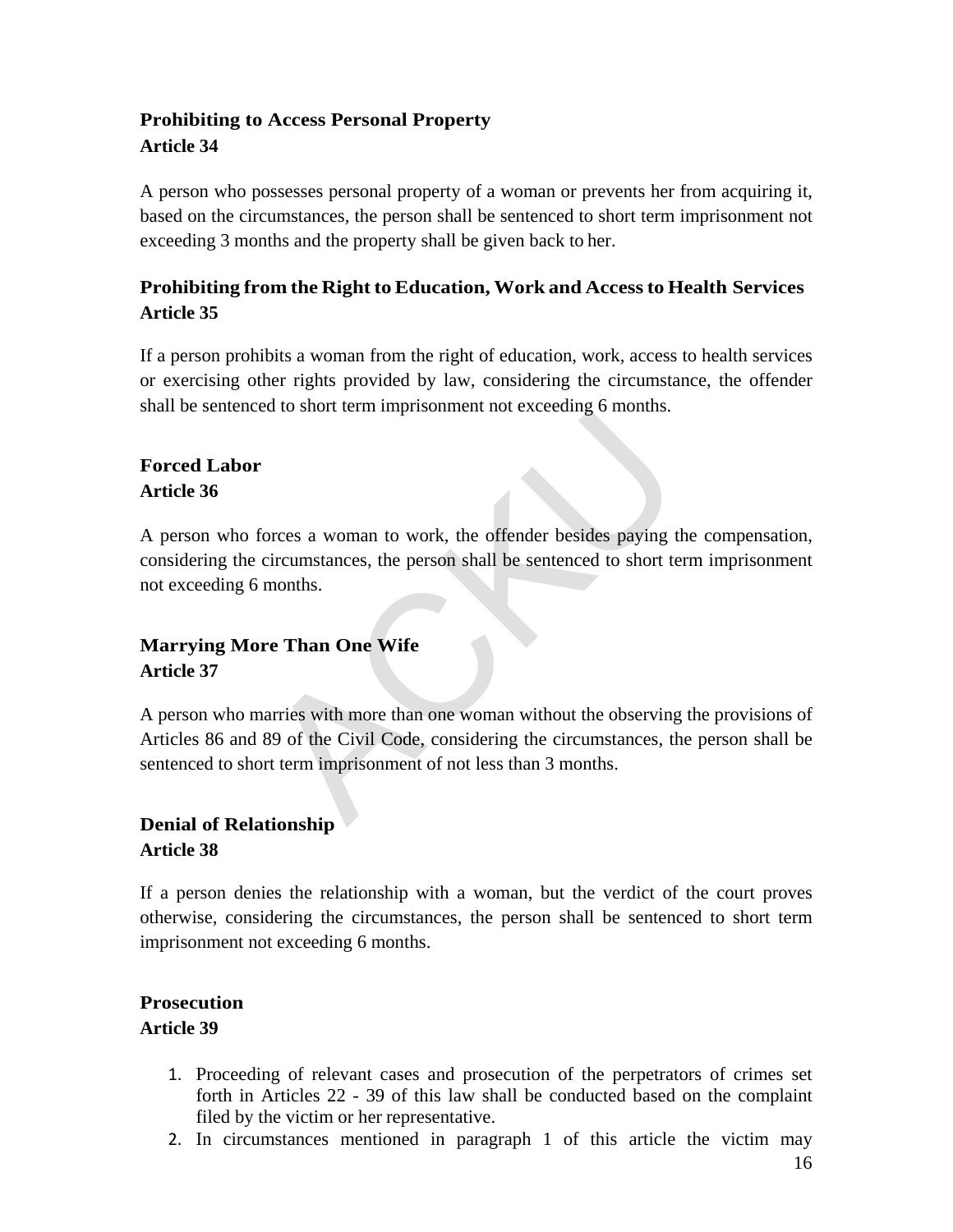**Prohibiting to Access Personal Property**
**Article 34**

A person who possesses personal property of a woman or prevents her from acquiring it, based on the circumstances, the person shall be sentenced to short term imprisonment not exceeding 3 months and the property shall be given back to her.

**Prohibiting from the Right to Education, Work and Access to Health Services**
**Article 35**

If a person prohibits a woman from the right of education, work, access to health services or exercising other rights provided by law, considering the circumstance, the offender shall be sentenced to short term imprisonment not exceeding 6 months.

**Forced Labor**
**Article 36**

A person who forces a woman to work, the offender besides paying the compensation, considering the circumstances, the person shall be sentenced to short term imprisonment not exceeding 6 months.

**Marrying More Than One Wife**
**Article 37**

A person who marries with more than one woman without the observing the provisions of Articles 86 and 89 of the Civil Code, considering the circumstances, the person shall be sentenced to short term imprisonment of not less than 3 months.

**Denial of Relationship**
**Article 38**

If a person denies the relationship with a woman, but the verdict of the court proves otherwise, considering the circumstances, the person shall be sentenced to short term imprisonment not exceeding 6 months.

**Prosecution**
**Article 39**

1. Proceeding of relevant cases and prosecution of the perpetrators of crimes set forth in Articles 22 - 39 of this law shall be conducted based on the complaint filed by the victim or her representative.
2. In circumstances mentioned in paragraph 1 of this article the victim may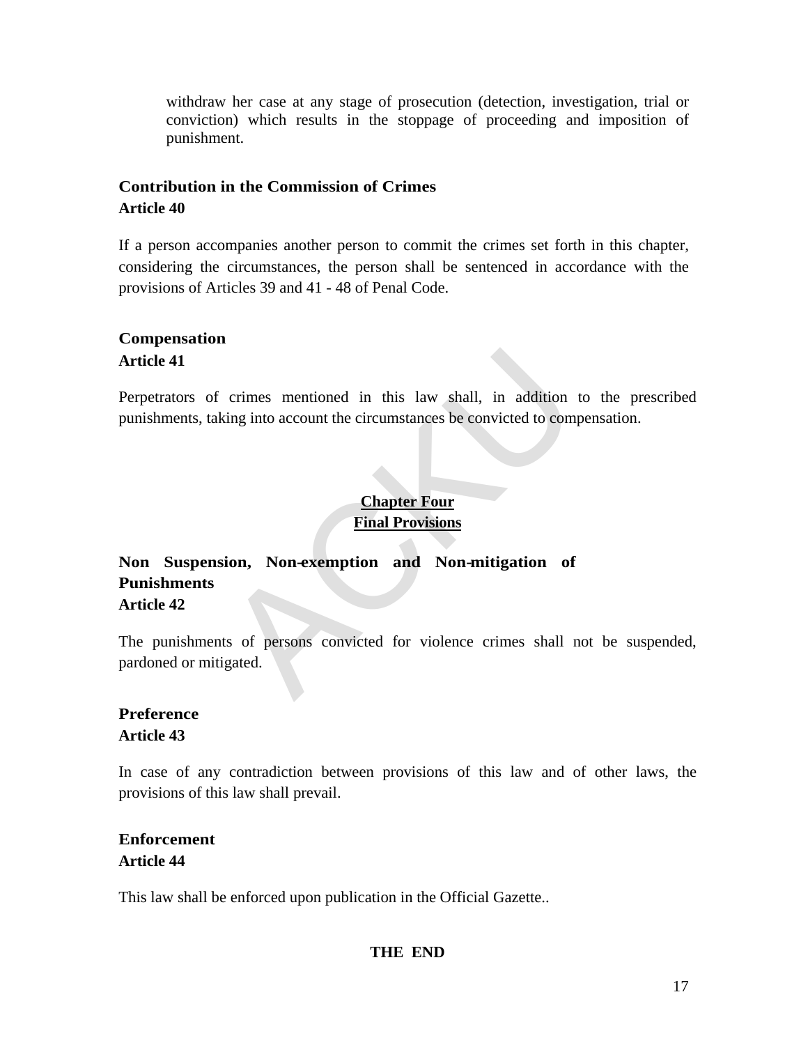withdraw her case at any stage of prosecution (detection, investigation, trial or conviction) which results in the stoppage of proceeding and imposition of punishment.

**Contribution in the Commission of Crimes**
**Article 40**

If a person accompanies another person to commit the crimes set forth in this chapter, considering the circumstances, the person shall be sentenced in accordance with the provisions of Articles 39 and 41 - 48 of Penal Code.

**Compensation**
**Article 41**

Perpetrators of crimes mentioned in this law shall, in addition to the prescribed punishments, taking into account the circumstances be convicted to compensation.

## Chapter Four
## Final Provisions

**Non Suspension, Non-exemption and Non-mitigation of Punishments**
**Article 42**

The punishments of persons convicted for violence crimes shall not be suspended, pardoned or mitigated.

**Preference**
**Article 43**

In case of any contradiction between provisions of this law and of other laws, the provisions of this law shall prevail.

**Enforcement**
**Article 44**

This law shall be enforced upon publication in the Official Gazette..

**THE END**